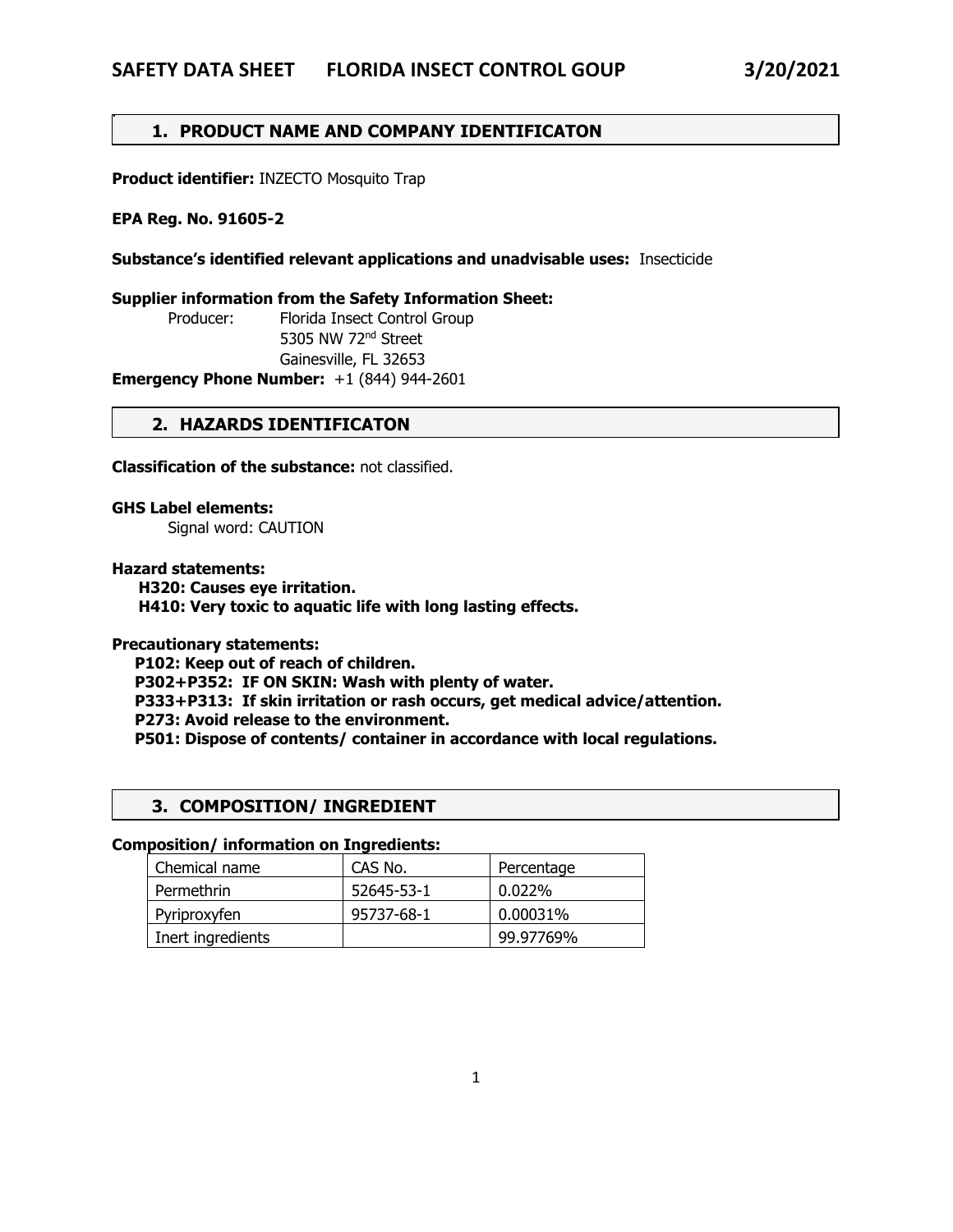# SAFETY DATA SHEET FLORIDA INSECT CONTROL GOUP 3/20/2021

## 1. PRODUCT NAME AND COMPANY IDENTIFICATON

**Product identifier:** INZECTO Mosquito Trap

**EPA Reg. No. 91605-2**

**Substance's identified relevant applications and unadvisable uses:** Insecticide

**Supplier information from the Safety Information Sheet:**

Producer: Florida Insect Control Group
5305 NW 72nd Street
Gainesville, FL 32653

**Emergency Phone Number:** +1 (844) 944-2601

## 2. HAZARDS IDENTIFICATON

**Classification of the substance:** not classified.

**GHS Label elements:**

Signal word: CAUTION

**Hazard statements:**

**H320: Causes eye irritation.**
**H410: Very toxic to aquatic life with long lasting effects.**

**Precautionary statements:**

**P102: Keep out of reach of children.**
**P302+P352: IF ON SKIN: Wash with plenty of water.**
**P333+P313: If skin irritation or rash occurs, get medical advice/attention.**
**P273: Avoid release to the environment.**
**P501: Dispose of contents/ container in accordance with local regulations.**

## 3. COMPOSITION/ INGREDIENT

**Composition/ information on Ingredients:**

| Chemical name | CAS No. | Percentage |
|---|---|---|
| Permethrin | 52645-53-1 | 0.022% |
| Pyriproxyfen | 95737-68-1 | 0.00031% |
| Inert ingredients | | 99.97769% |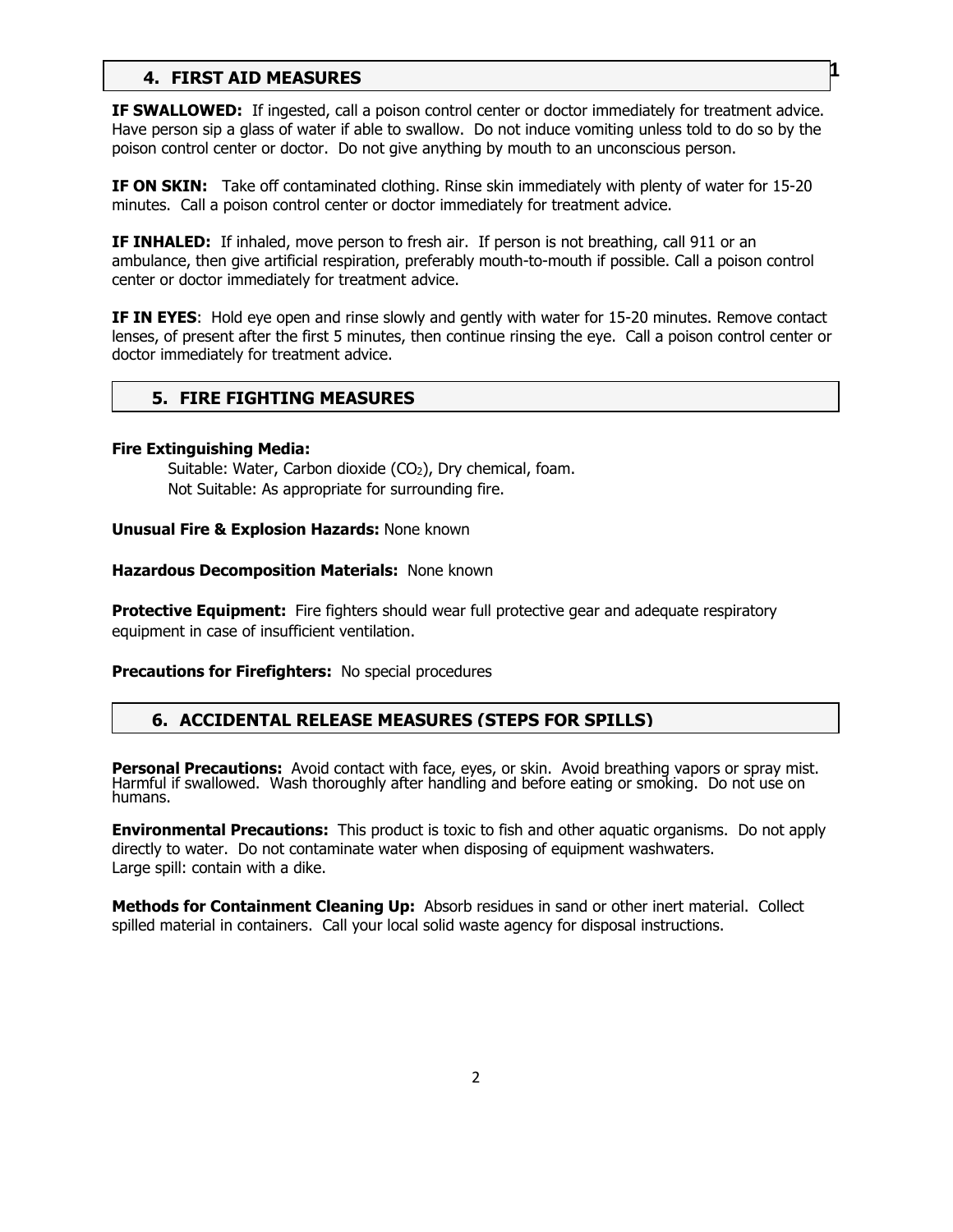## 4. FIRST AID MEASURES

**IF SWALLOWED:** If ingested, call a poison control center or doctor immediately for treatment advice. Have person sip a glass of water if able to swallow. Do not induce vomiting unless told to do so by the poison control center or doctor. Do not give anything by mouth to an unconscious person.

**IF ON SKIN:** Take off contaminated clothing. Rinse skin immediately with plenty of water for 15-20 minutes. Call a poison control center or doctor immediately for treatment advice.

**IF INHALED:** If inhaled, move person to fresh air. If person is not breathing, call 911 or an ambulance, then give artificial respiration, preferably mouth-to-mouth if possible. Call a poison control center or doctor immediately for treatment advice.

**IF IN EYES**: Hold eye open and rinse slowly and gently with water for 15-20 minutes. Remove contact lenses, of present after the first 5 minutes, then continue rinsing the eye. Call a poison control center or doctor immediately for treatment advice.

## 5. FIRE FIGHTING MEASURES

**Fire Extinguishing Media:**

Suitable: Water, Carbon dioxide ($CO_2$), Dry chemical, foam.

Not Suitable: As appropriate for surrounding fire.

**Unusual Fire & Explosion Hazards:** None known

**Hazardous Decomposition Materials:** None known

**Protective Equipment:** Fire fighters should wear full protective gear and adequate respiratory equipment in case of insufficient ventilation.

**Precautions for Firefighters:** No special procedures

## 6. ACCIDENTAL RELEASE MEASURES (STEPS FOR SPILLS)

**Personal Precautions:** Avoid contact with face, eyes, or skin. Avoid breathing vapors or spray mist. Harmful if swallowed. Wash thoroughly after handling and before eating or smoking. Do not use on humans.

**Environmental Precautions:** This product is toxic to fish and other aquatic organisms. Do not apply directly to water. Do not contaminate water when disposing of equipment washwaters.
Large spill: contain with a dike.

**Methods for Containment Cleaning Up:** Absorb residues in sand or other inert material. Collect spilled material in containers. Call your local solid waste agency for disposal instructions.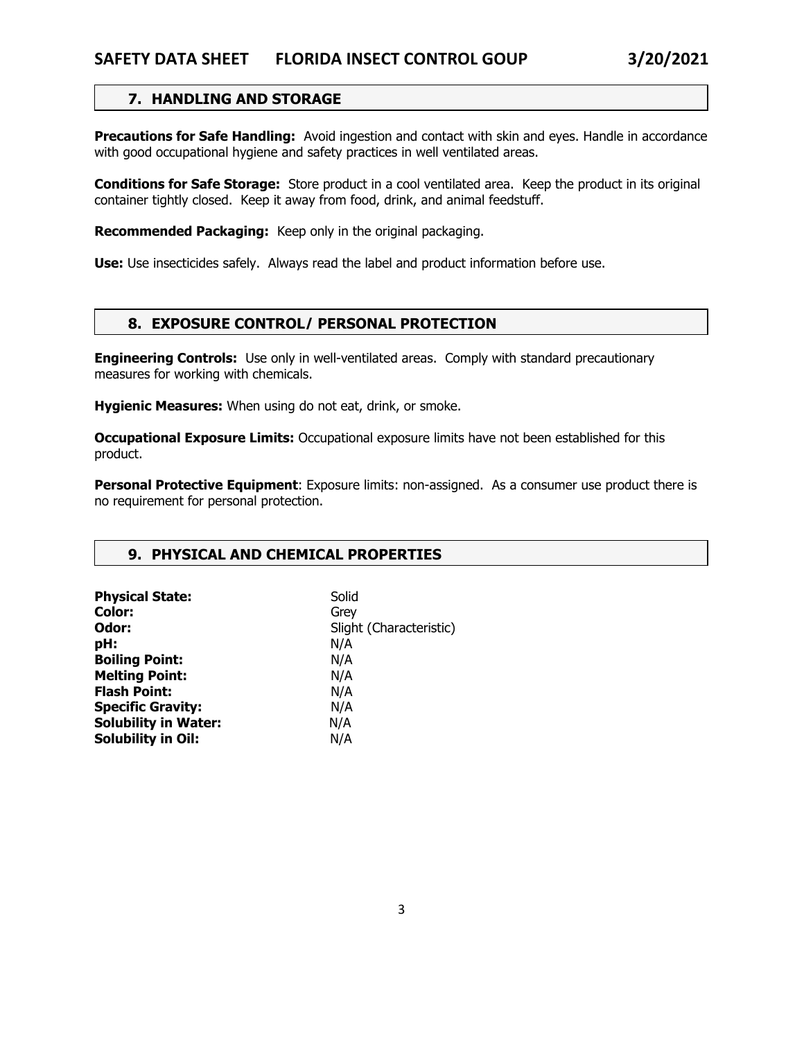## 7. HANDLING AND STORAGE

**Precautions for Safe Handling:** Avoid ingestion and contact with skin and eyes. Handle in accordance with good occupational hygiene and safety practices in well ventilated areas.

**Conditions for Safe Storage:** Store product in a cool ventilated area. Keep the product in its original container tightly closed. Keep it away from food, drink, and animal feedstuff.

**Recommended Packaging:** Keep only in the original packaging.

**Use:** Use insecticides safely. Always read the label and product information before use.

## 8. EXPOSURE CONTROL/ PERSONAL PROTECTION

**Engineering Controls:** Use only in well-ventilated areas. Comply with standard precautionary measures for working with chemicals.

**Hygienic Measures:** When using do not eat, drink, or smoke.

**Occupational Exposure Limits:** Occupational exposure limits have not been established for this product.

**Personal Protective Equipment**: Exposure limits: non-assigned. As a consumer use product there is no requirement for personal protection.

## 9. PHYSICAL AND CHEMICAL PROPERTIES

| | |
|---|---|
| **Physical State:** | Solid |
| **Color:** | Grey |
| **Odor:** | Slight (Characteristic) |
| **pH:** | N/A |
| **Boiling Point:** | N/A |
| **Melting Point:** | N/A |
| **Flash Point:** | N/A |
| **Specific Gravity:** | N/A |
| **Solubility in Water:** | N/A |
| **Solubility in Oil:** | N/A |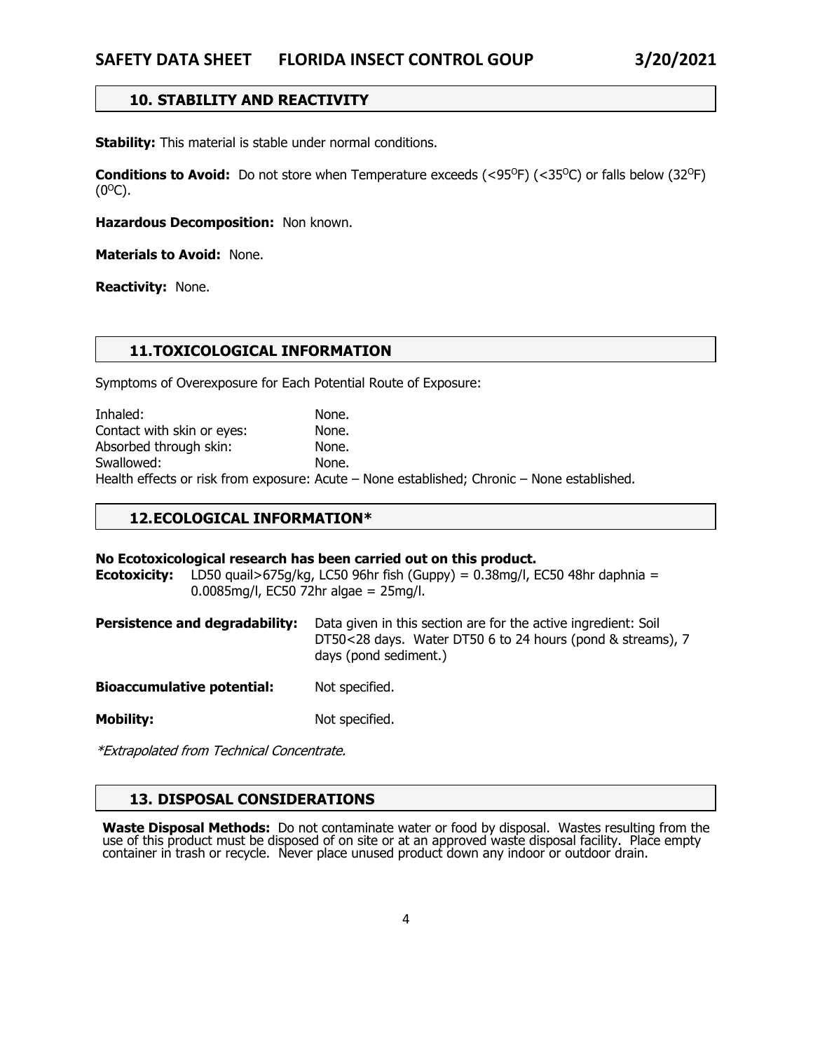## 10. STABILITY AND REACTIVITY

**Stability:** This material is stable under normal conditions.

**Conditions to Avoid:** Do not store when Temperature exceeds (<95$^{O}$F) (<35$^{O}$C) or falls below (32$^{O}$F) (0$^{O}$C).

**Hazardous Decomposition:** Non known.

**Materials to Avoid:** None.

**Reactivity:** None.

## 11. TOXICOLOGICAL INFORMATION

Symptoms of Overexposure for Each Potential Route of Exposure:

| | |
|---|---|
| Inhaled: | None. |
| Contact with skin or eyes: | None. |
| Absorbed through skin: | None. |
| Swallowed: | None. |

Health effects or risk from exposure: Acute – None established; Chronic – None established.

## 12. ECOLOGICAL INFORMATION*

**No Ecotoxicological research has been carried out on this product.**

**Ecotoxicity:** LD50 quail>675g/kg, LC50 96hr fish (Guppy) = 0.38mg/l, EC50 48hr daphnia = 0.0085mg/l, EC50 72hr algae = 25mg/l.

**Persistence and degradability:** Data given in this section are for the active ingredient: Soil DT50<28 days. Water DT50 6 to 24 hours (pond & streams), 7 days (pond sediment.)

**Bioaccumulative potential:** Not specified.

**Mobility:** Not specified.

*\*Extrapolated from Technical Concentrate.*

## 13. DISPOSAL CONSIDERATIONS

**Waste Disposal Methods:** Do not contaminate water or food by disposal. Wastes resulting from the use of this product must be disposed of on site or at an approved waste disposal facility. Place empty container in trash or recycle. Never place unused product down any indoor or outdoor drain.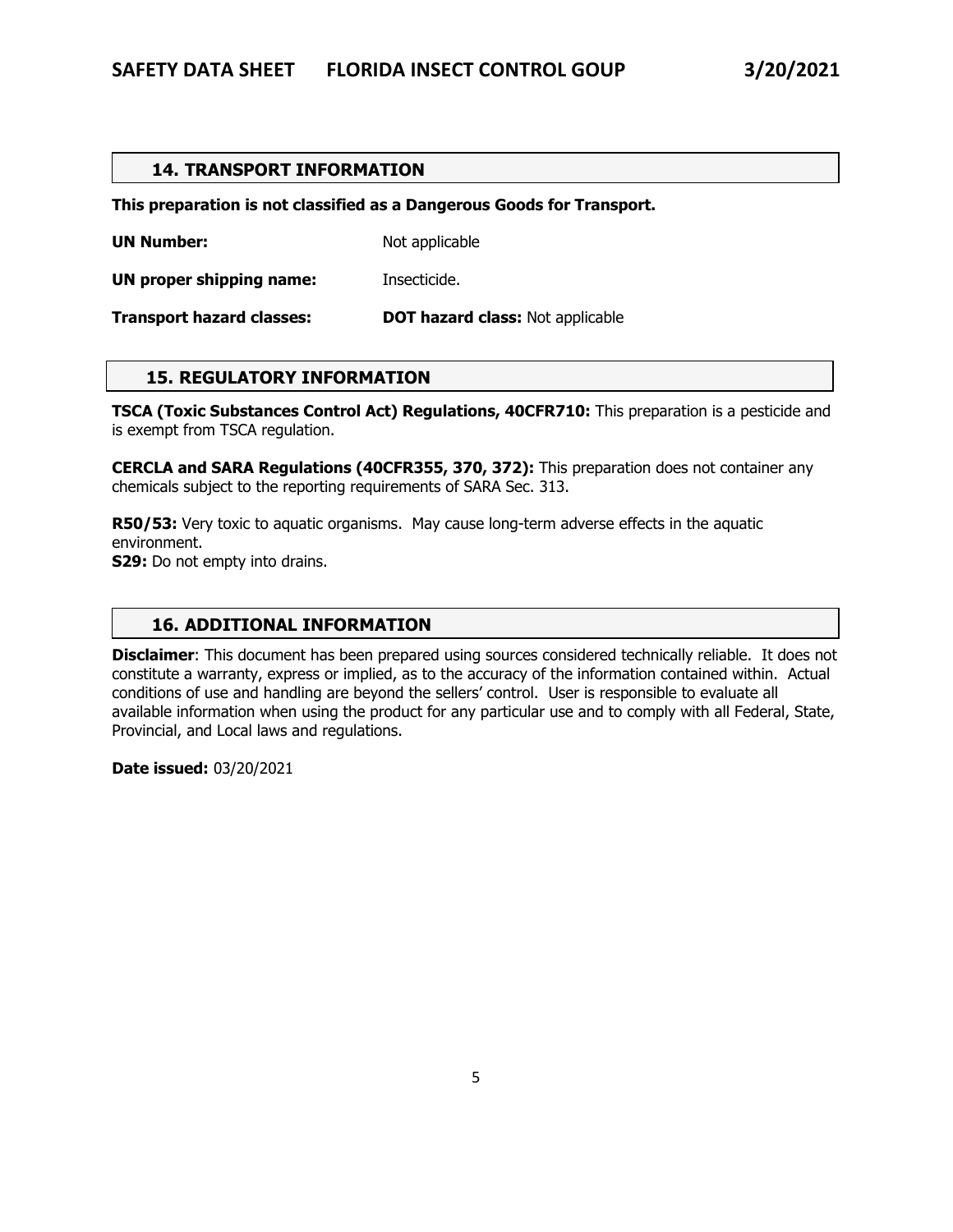## 14. TRANSPORT INFORMATION

**This preparation is not classified as a Dangerous Goods for Transport.**

**UN Number:** Not applicable

**UN proper shipping name:** Insecticide.

**Transport hazard classes:** **DOT hazard class:** Not applicable

## 15. REGULATORY INFORMATION

**TSCA (Toxic Substances Control Act) Regulations, 40CFR710:** This preparation is a pesticide and is exempt from TSCA regulation.

**CERCLA and SARA Regulations (40CFR355, 370, 372):** This preparation does not container any chemicals subject to the reporting requirements of SARA Sec. 313.

**R50/53:** Very toxic to aquatic organisms. May cause long-term adverse effects in the aquatic environment.
**S29:** Do not empty into drains.

## 16. ADDITIONAL INFORMATION

**Disclaimer**: This document has been prepared using sources considered technically reliable. It does not constitute a warranty, express or implied, as to the accuracy of the information contained within. Actual conditions of use and handling are beyond the sellers' control. User is responsible to evaluate all available information when using the product for any particular use and to comply with all Federal, State, Provincial, and Local laws and regulations.

**Date issued:** 03/20/2021